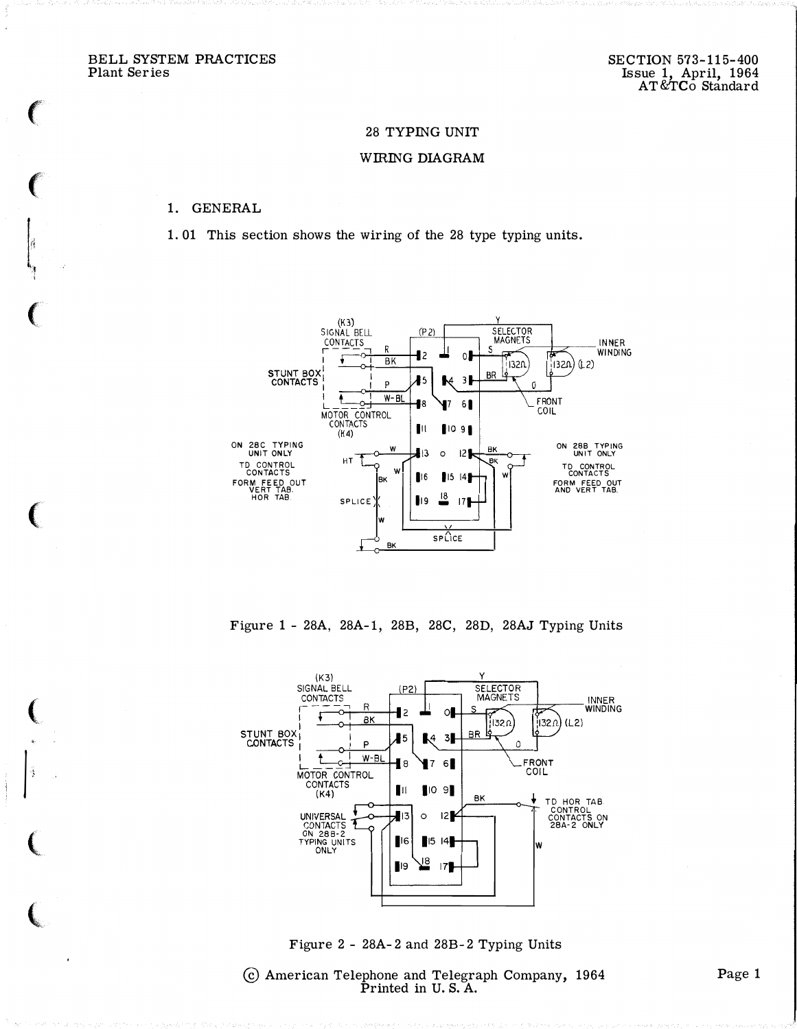# 28 TYPING UNIT

## WIRING DIAGRAM

### 1. GENERAL

1.01 This section shows the wiring of the 28 type typing units.

Figure 1 - 28A, 28A-1, 28B, 28C, 28D, 28AJ Typing Units

Figure 2 - 28A-2 and 28B-2 Typing Units

© American Telephone and Telegraph Company, 1964
Printed in U. S. A.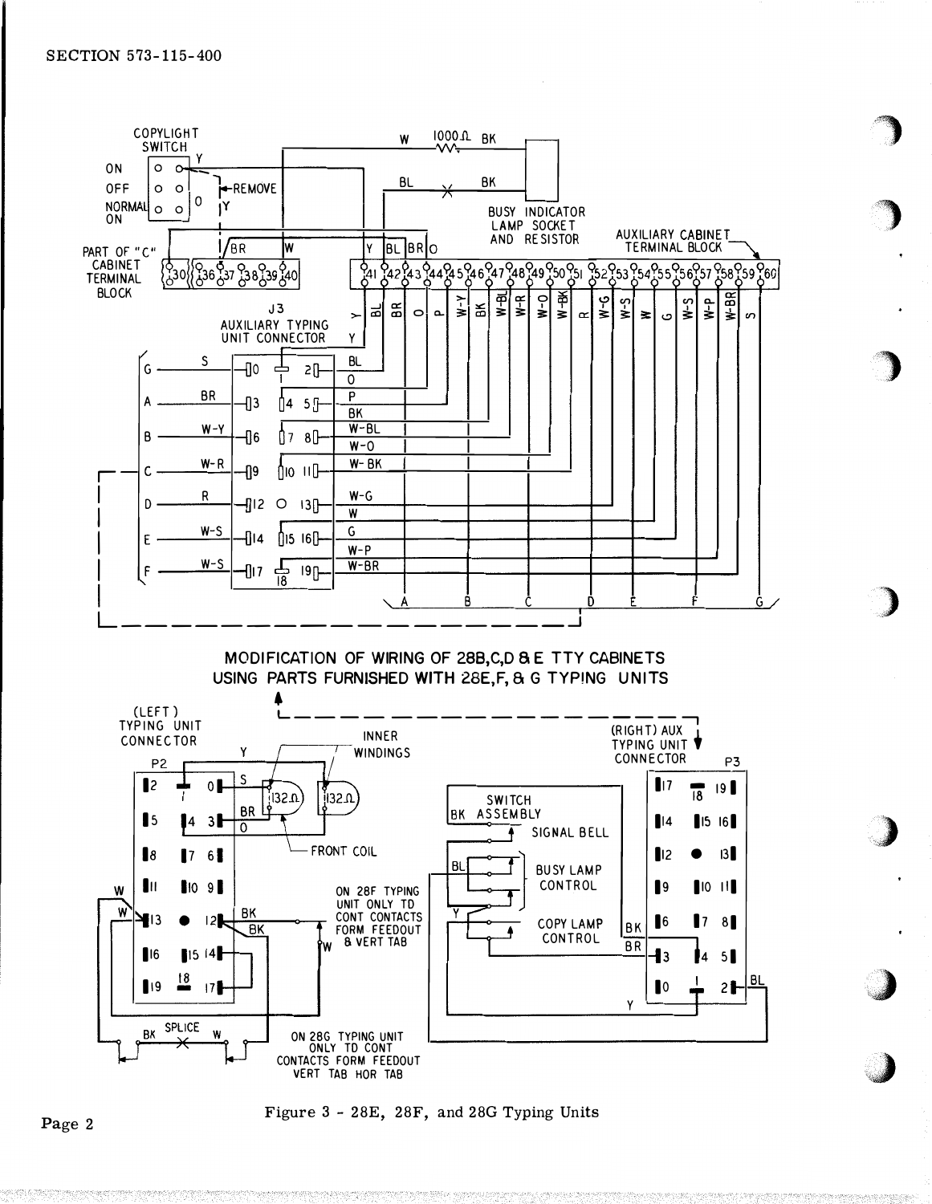**MODIFICATION OF WIRING OF 28B,C,D & E TTY CABINETS USING PARTS FURNISHED WITH 28E,F, & G TYPING UNITS**

Figure 3 - 28E, 28F, and 28G Typing Units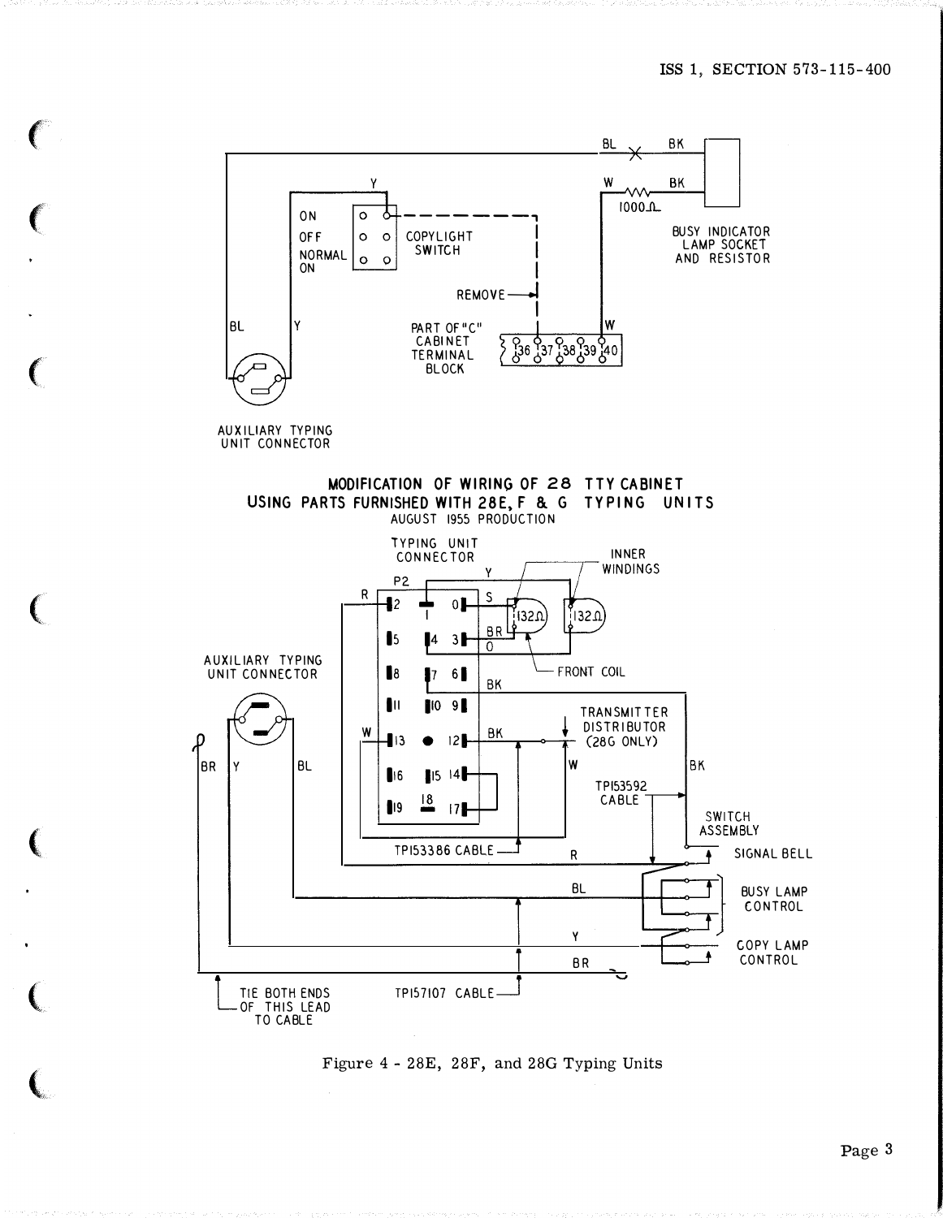MODIFICATION OF WIRING OF 28 TTY CABINET
USING PARTS FURNISHED WITH 28E, F & G TYPING UNITS
AUGUST 1955 PRODUCTION

Figure 4 - 28E, 28F, and 28G Typing Units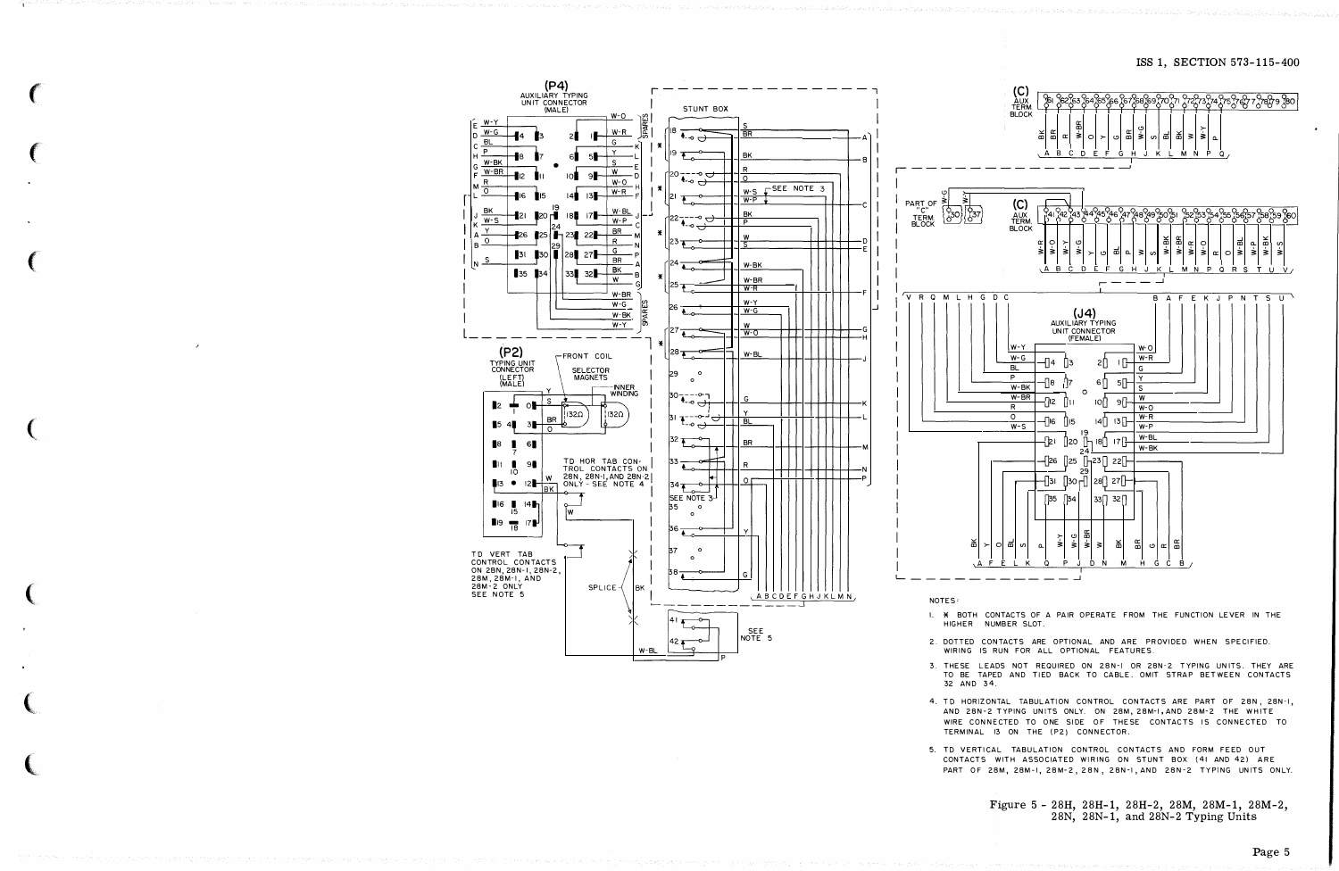NOTES:

1. ✱ BOTH CONTACTS OF A PAIR OPERATE FROM THE FUNCTION LEVER IN THE HIGHER NUMBER SLOT.

2. DOTTED CONTACTS ARE OPTIONAL AND ARE PROVIDED WHEN SPECIFIED. WIRING IS RUN FOR ALL OPTIONAL FEATURES.

3. THESE LEADS NOT REQUIRED ON 28N-1 OR 28N-2 TYPING UNITS. THEY ARE TO BE TAPED AND TIED BACK TO CABLE. OMIT STRAP BETWEEN CONTACTS 32 AND 34.

4. TD HORIZONTAL TABULATION CONTROL CONTACTS ARE PART OF 28N, 28N-1, AND 28N-2 TYPING UNITS ONLY. ON 28M, 28M-1, AND 28M-2 THE WHITE WIRE CONNECTED TO ONE SIDE OF THESE CONTACTS IS CONNECTED TO TERMINAL 13 ON THE (P2) CONNECTOR.

5. TD VERTICAL TABULATION CONTROL CONTACTS AND FORM FEED OUT CONTACTS WITH ASSOCIATED WIRING ON STUNT BOX (41 AND 42) ARE PART OF 28M, 28M-1, 28M-2, 28N, 28N-1, AND 28N-2 TYPING UNITS ONLY.

Figure 5 - 28H, 28H-1, 28H-2, 28M, 28M-1, 28M-2, 28N, 28N-1, and 28N-2 Typing Units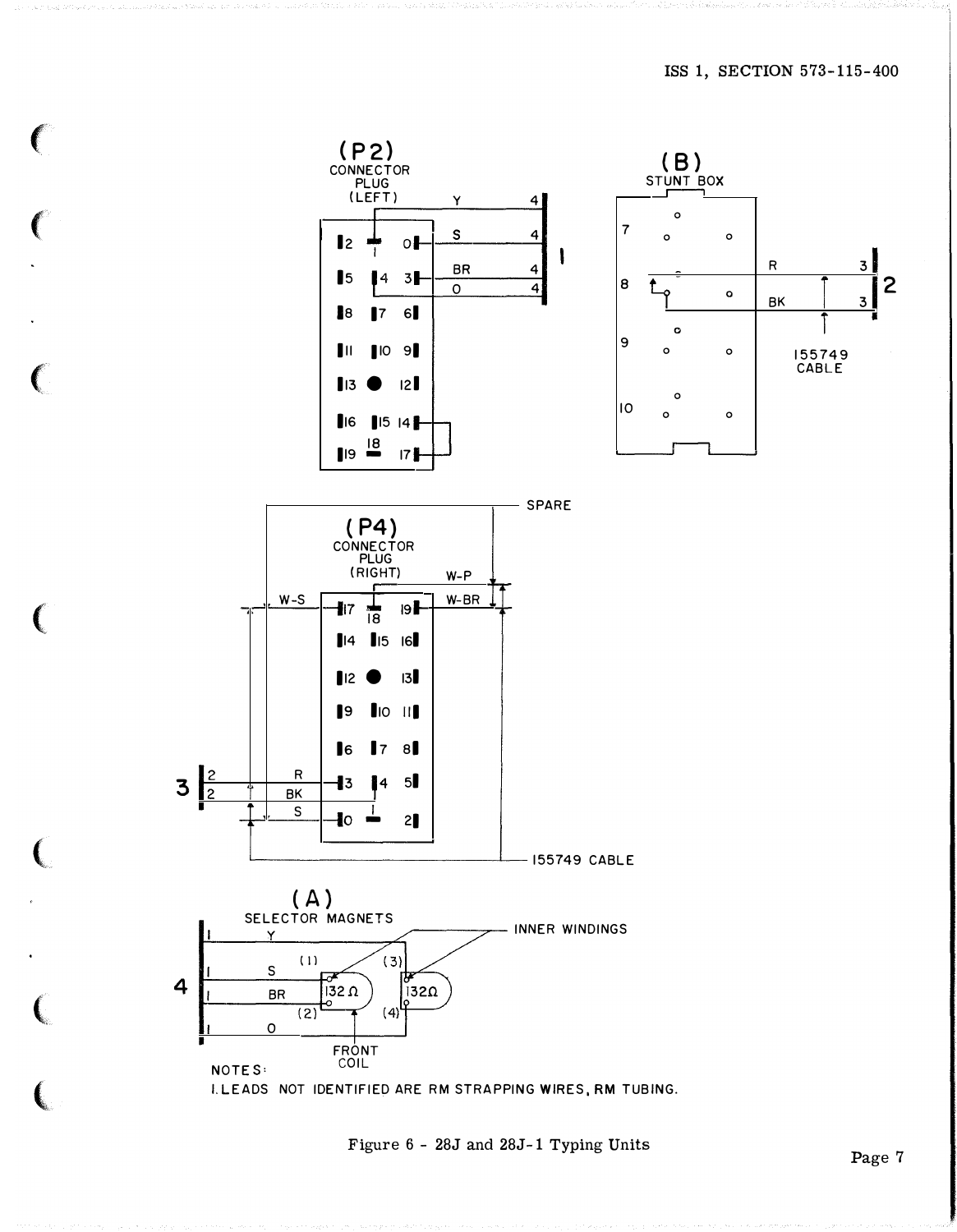(P2)
CONNECTOR
PLUG
(LEFT)

Y 4
S 4
BR 4
O 4

1

(B)
STUNT BOX

R 3
BK 3

2

155749
CABLE

SPARE

(P4)
CONNECTOR
PLUG
(RIGHT)

W-P
W-S
W-BR

3

R
BK
S

155749 CABLE

(A)
SELECTOR MAGNETS

Y
S
BR
O

4

(1) (2) (3) (4)

132Ω 132Ω

INNER WINDINGS

FRONT
COIL

NOTES:

1. LEADS NOT IDENTIFIED ARE RM STRAPPING WIRES, RM TUBING.

Figure 6 - 28J and 28J-1 Typing Units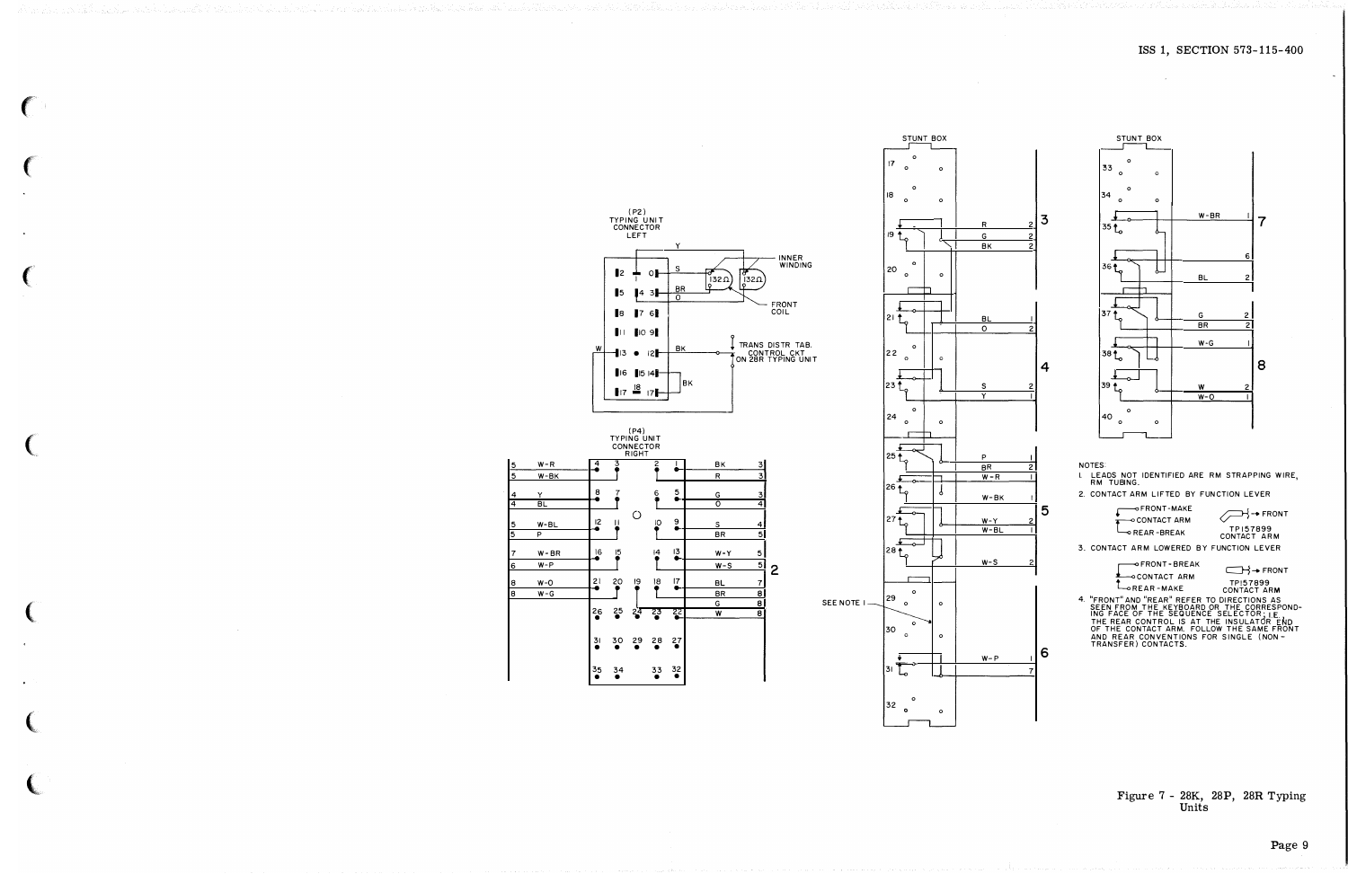(P2)
TYPING UNIT
CONNECTOR
LEFT

INNER WINDING

FRONT COIL

TRANS DISTR TAB. CONTROL CKT ON 28R TYPING UNIT

(P4)
TYPING UNIT
CONNECTOR
RIGHT

STUNT BOX

SEE NOTE 1

NOTES:

1. LEADS NOT IDENTIFIED ARE RM STRAPPING WIRE, RM TUBING.
2. CONTACT ARM LIFTED BY FUNCTION LEVER

   FRONT-MAKE
   CONTACT ARM
   REAR-BREAK

   TP157899
   CONTACT ARM

3. CONTACT ARM LOWERED BY FUNCTION LEVER

   FRONT-BREAK
   CONTACT ARM
   REAR-MAKE

   TP157899
   CONTACT ARM

4. "FRONT" AND "REAR" REFER TO DIRECTIONS AS SEEN FROM THE KEYBOARD OR THE CORRESPONDING FACE OF THE SEQUENCE SELECTOR; I.E. THE REAR CONTROL IS AT THE INSULATOR END OF THE CONTACT ARM. FOLLOW THE SAME FRONT AND REAR CONVENTIONS FOR SINGLE (NON-TRANSFER) CONTACTS.

Figure 7 - 28K, 28P, 28R Typing Units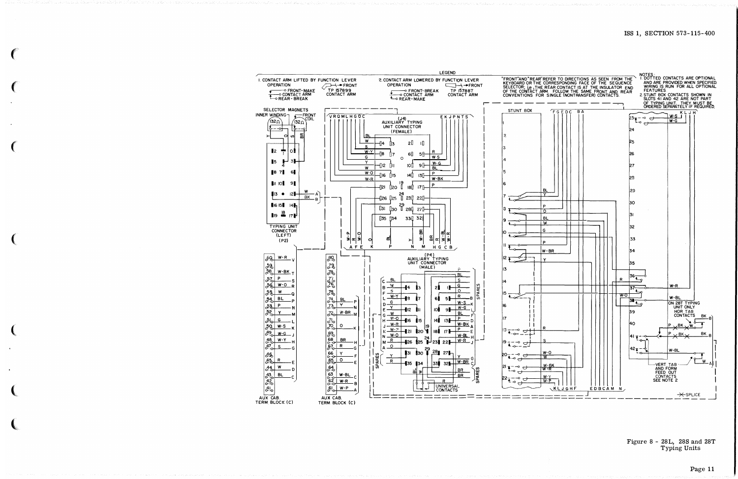LEGEND

1. CONTACT ARM LIFTED BY FUNCTION LEVER OPERATION
   - FRONT-MAKE
   - CONTACT ARM
   - REAR-BREAK
   - FRONT
   - TP 157899 CONTACT ARM

2. CONTACT ARM LOWERED BY FUNCTION LEVER OPERATION
   - FRONT-BREAK
   - CONTACT ARM
   - REAR-MAKE
   - FRONT
   - TP 157887 CONTACT ARM

"FRONT" AND "REAR" REFER TO DIRECTIONS AS SEEN FROM THE KEYBOARD OR THE CORRESPONDING FACE OF THE SEQUENCE SELECTOR; i.e., THE REAR CONTACT IS AT THE INSULATOR END OF THE CONTACT ARM. FOLLOW THE SAME FRONT AND REAR CONVENTIONS FOR SINGLE (NONTRANSFER) CONTACTS.

NOTES:
1. DOTTED CONTACTS ARE OPTIONAL AND ARE PROVIDED WHEN SPECIFIED. WIRING IS RUN FOR ALL OPTIONAL FEATURES.
2. STUNT BOX CONTACTS SHOWN IN SLOTS 41 AND 42 ARE NOT PART OF TYPING UNIT. THEY MUST BE ORDERED SEPARATELY IF REQUIRED.

Figure 8 - 28L, 28S and 28T Typing Units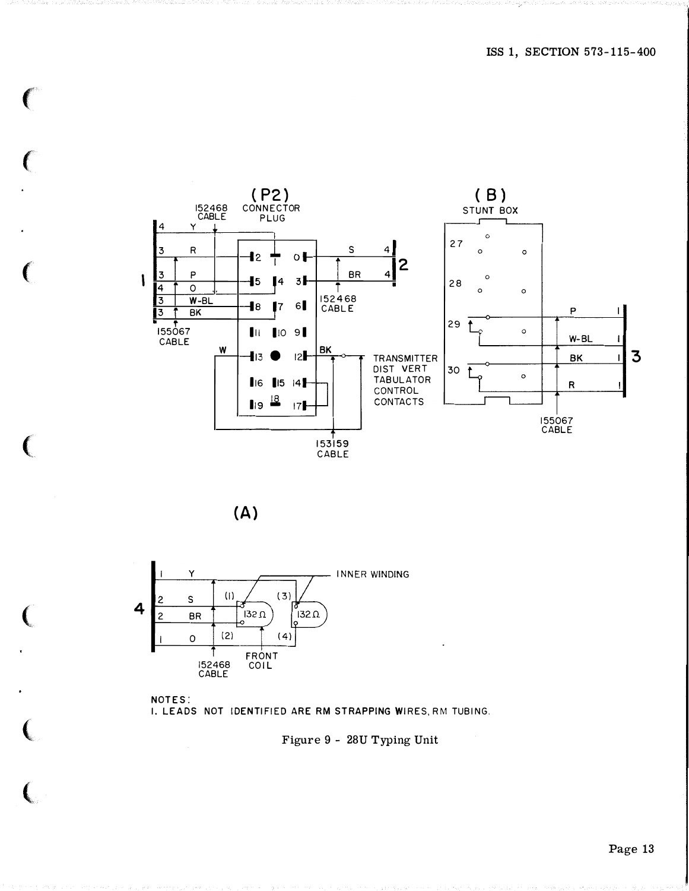(P2) CONNECTOR PLUG

152468 CABLE

155067 CABLE

152468 CABLE

153159 CABLE

TRANSMITTER DIST VERT TABULATOR CONTROL CONTACTS

(B) STUNT BOX

155067 CABLE

(A)

INNER WINDING

FRONT COIL

152468 CABLE

NOTES:
1. LEADS NOT IDENTIFIED ARE RM STRAPPING WIRES, RM TUBING.

Figure 9 - 28U Typing Unit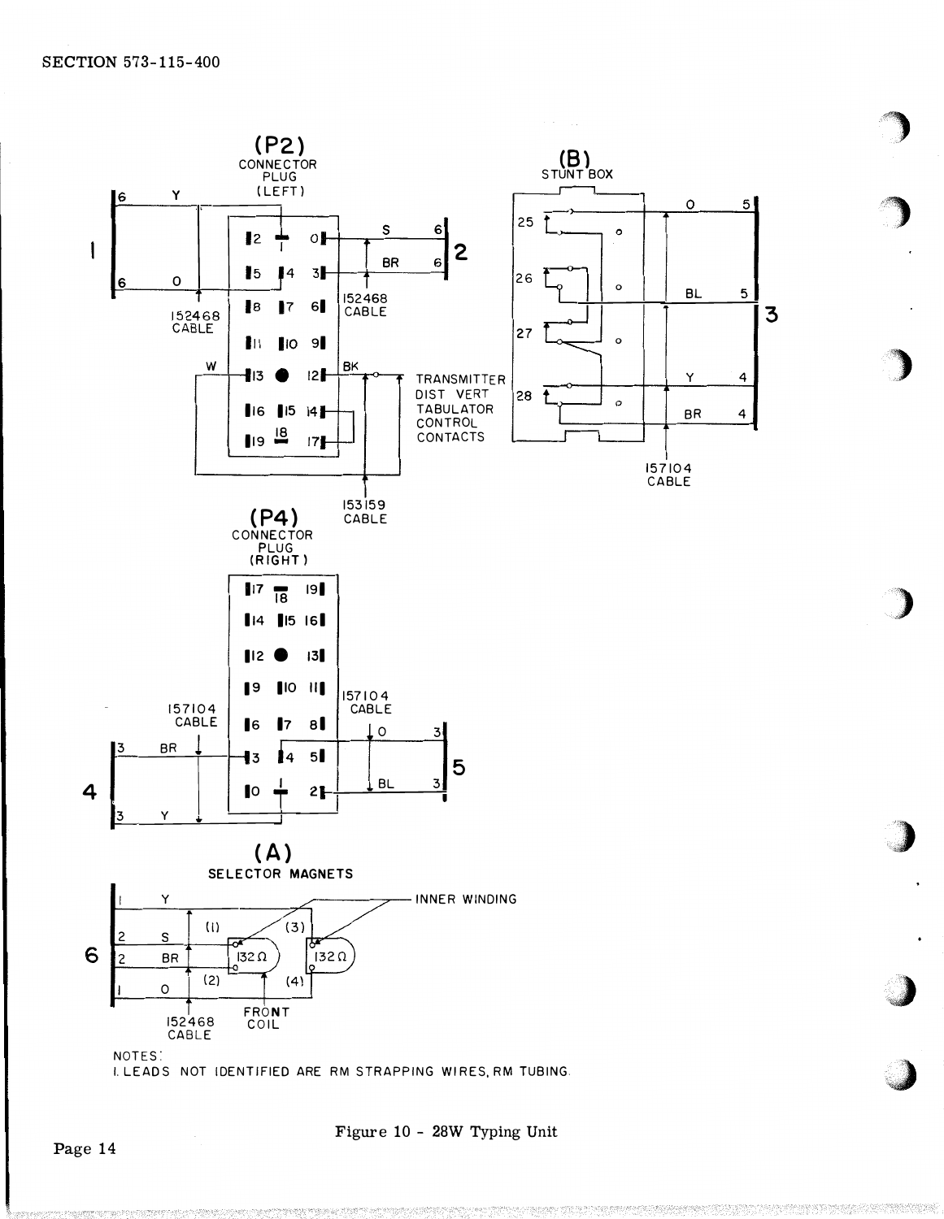(P2)
CONNECTOR PLUG (LEFT)

(B)
STUNT BOX

TRANSMITTER DIST VERT TABULATOR CONTROL CONTACTS

152468 CABLE

153159 CABLE

157104 CABLE

(P4)
CONNECTOR PLUG (RIGHT)

(A)
SELECTOR MAGNETS

INNER WINDING

FRONT COIL

NOTES:
1. LEADS NOT IDENTIFIED ARE RM STRAPPING WIRES, RM TUBING.

Figure 10 - 28W Typing Unit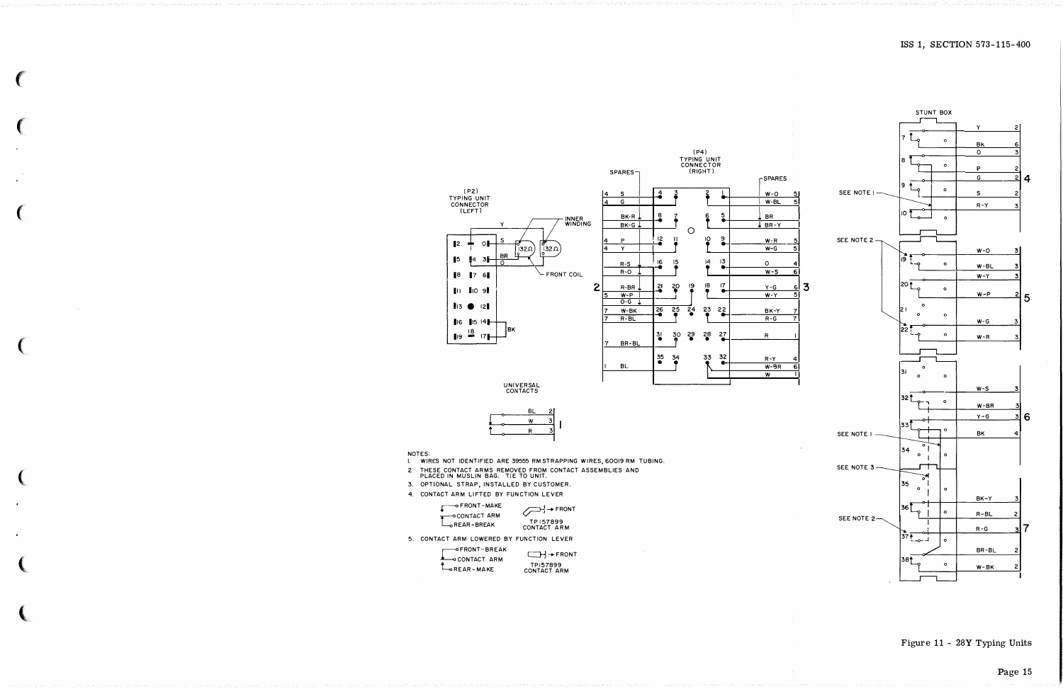(P2)
TYPING UNIT
CONNECTOR
(LEFT)

INNER WINDING

FRONT COIL

UNIVERSAL CONTACTS

(P4)
TYPING UNIT
CONNECTOR
(RIGHT)

SPARES

STUNT BOX

SEE NOTE 1

SEE NOTE 2

SEE NOTE 1

SEE NOTE 3

SEE NOTE 2

NOTES:

1. WIRES NOT IDENTIFIED ARE 39555 RM STRAPPING WIRES, 60019 RM TUBING.
2. THESE CONTACT ARMS REMOVED FROM CONTACT ASSEMBLIES AND PLACED IN MUSLIN BAG. TIE TO UNIT.
3. OPTIONAL STRAP, INSTALLED BY CUSTOMER.
4. CONTACT ARM LIFTED BY FUNCTION LEVER

   FRONT-MAKE
   CONTACT ARM
   REAR-BREAK

   FRONT

   TP157899
   CONTACT ARM

5. CONTACT ARM LOWERED BY FUNCTION LEVER

   FRONT-BREAK
   CONTACT ARM
   REAR-MAKE

   FRONT

   TP157899
   CONTACT ARM

Figure 11 - 28Y Typing Units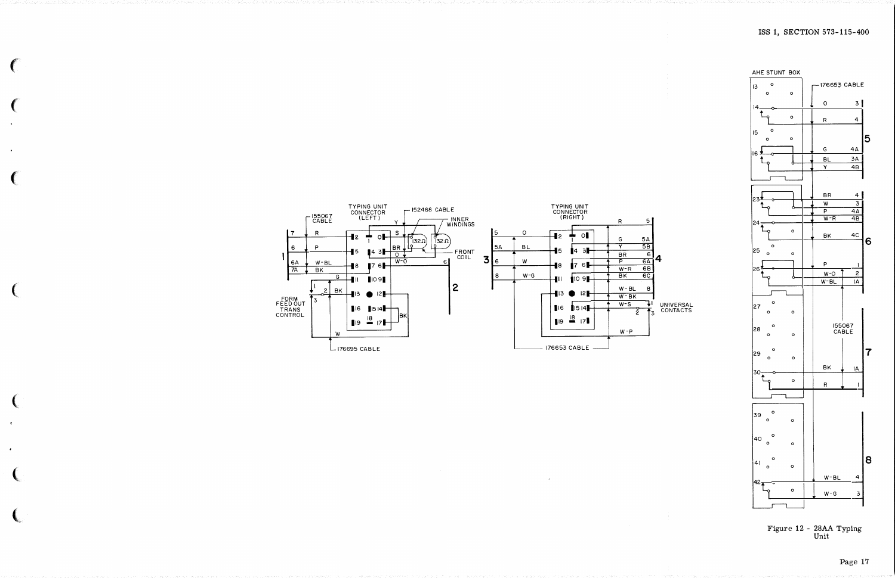TYPING UNIT CONNECTOR (LEFT)

155067 CABLE

152468 CABLE

INNER WINDINGS

FRONT COIL

FORM FEED OUT TRANS CONTROL

176695 CABLE

TYPING UNIT CONNECTOR (RIGHT)

UNIVERSAL CONTACTS

176653 CABLE

AHE STUNT BOX

176653 CABLE

155067 CABLE

Figure 12 - 28AA Typing Unit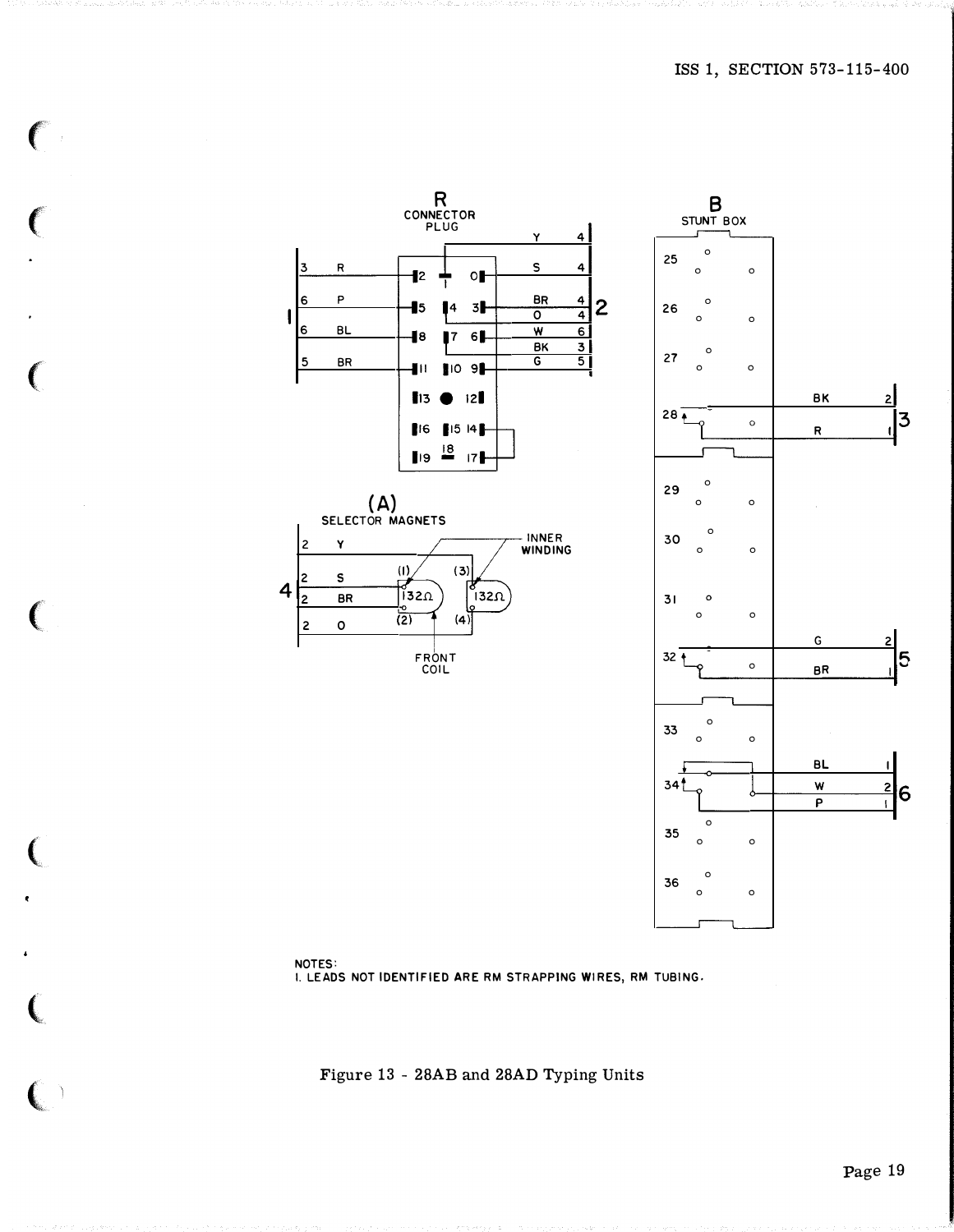R
CONNECTOR
PLUG

| 1 | | Pin | Pin | | 2 |
|---|---|---|---|---|---|
| 3 R | | 2 | 0 | S | 4 |
| 6 P | | 5 | 4 3 | BR | 4 |
| | | | | O | 4 |
| 6 BL | | 8 | 7 6 | W | 6 |
| | | | | BK | 3 |
| 5 BR | | 11 | 10 9 | G | 5 |
| | | | | Y | 4 |

13 ● 12
16 15 14
19 18 17

(A)
SELECTOR MAGNETS

| 4 | |
|---|---|
| 2 | Y |
| 2 | S |
| 2 | BR |
| 2 | O |

(1) (2) 132Ω FRONT COIL
(3) (4) 132Ω INNER WINDING

B
STUNT BOX

25, 26, 27

| 28 | BK | 2 | 3 |
|---|---|---|---|
| | R | 1 | |

29, 30, 31

| 32 | G | 2 | 5 |
|---|---|---|---|
| | BR | 1 | |

33

| 34 | BL | 1 | 6 |
|---|---|---|---|
| | W | 2 | |
| | P | 1 | |

35, 36

NOTES:
1. LEADS NOT IDENTIFIED ARE RM STRAPPING WIRES, RM TUBING.

Figure 13 - 28AB and 28AD Typing Units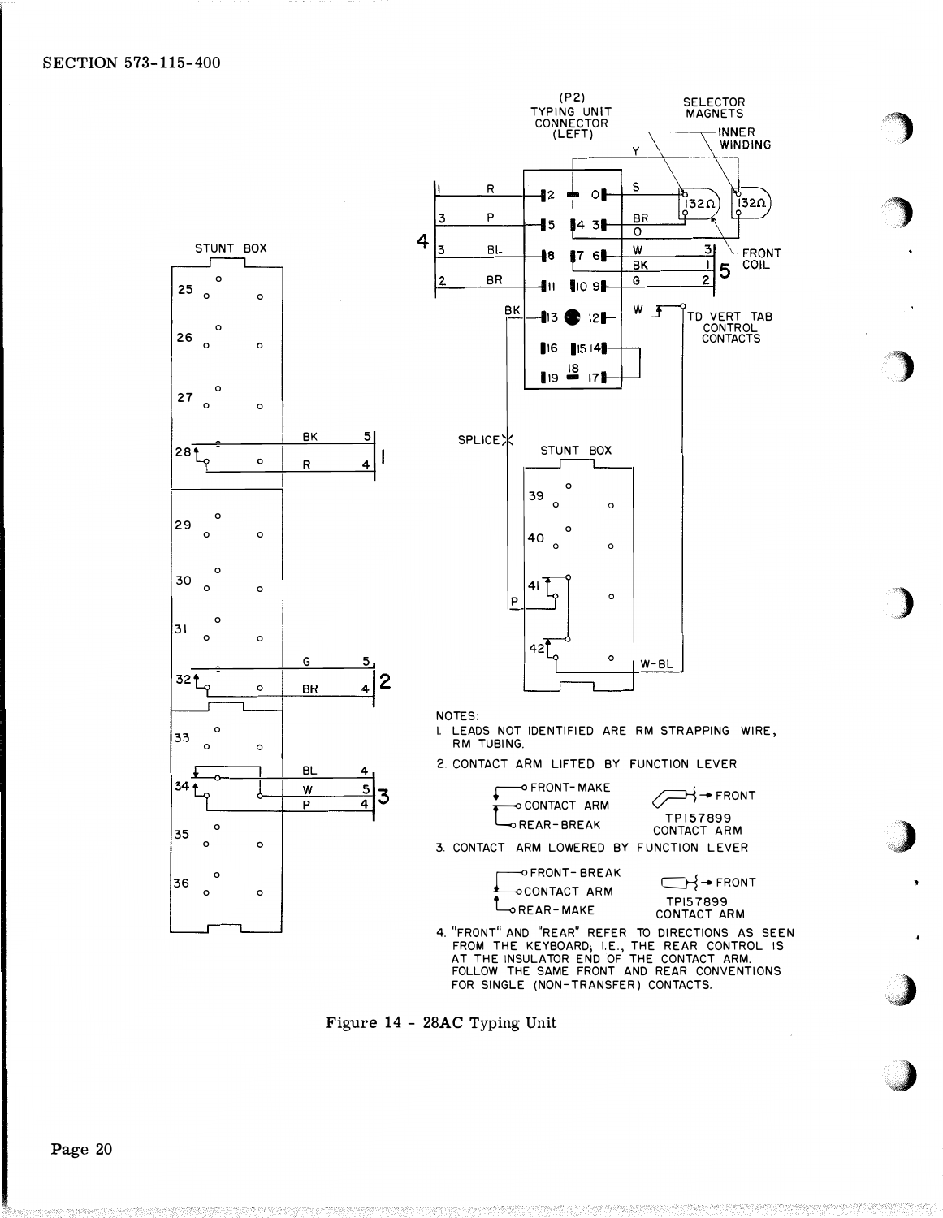NOTES:

1. LEADS NOT IDENTIFIED ARE RM STRAPPING WIRE, RM TUBING.
2. CONTACT ARM LIFTED BY FUNCTION LEVER

   FRONT-MAKE
   CONTACT ARM
   REAR-BREAK

   → FRONT
   TP157899
   CONTACT ARM

3. CONTACT ARM LOWERED BY FUNCTION LEVER

   FRONT-BREAK
   CONTACT ARM
   REAR-MAKE

   → FRONT
   TP157899
   CONTACT ARM

4. "FRONT" AND "REAR" REFER TO DIRECTIONS AS SEEN FROM THE KEYBOARD; I.E., THE REAR CONTROL IS AT THE INSULATOR END OF THE CONTACT ARM. FOLLOW THE SAME FRONT AND REAR CONVENTIONS FOR SINGLE (NON-TRANSFER) CONTACTS.

Figure 14 - 28AC Typing Unit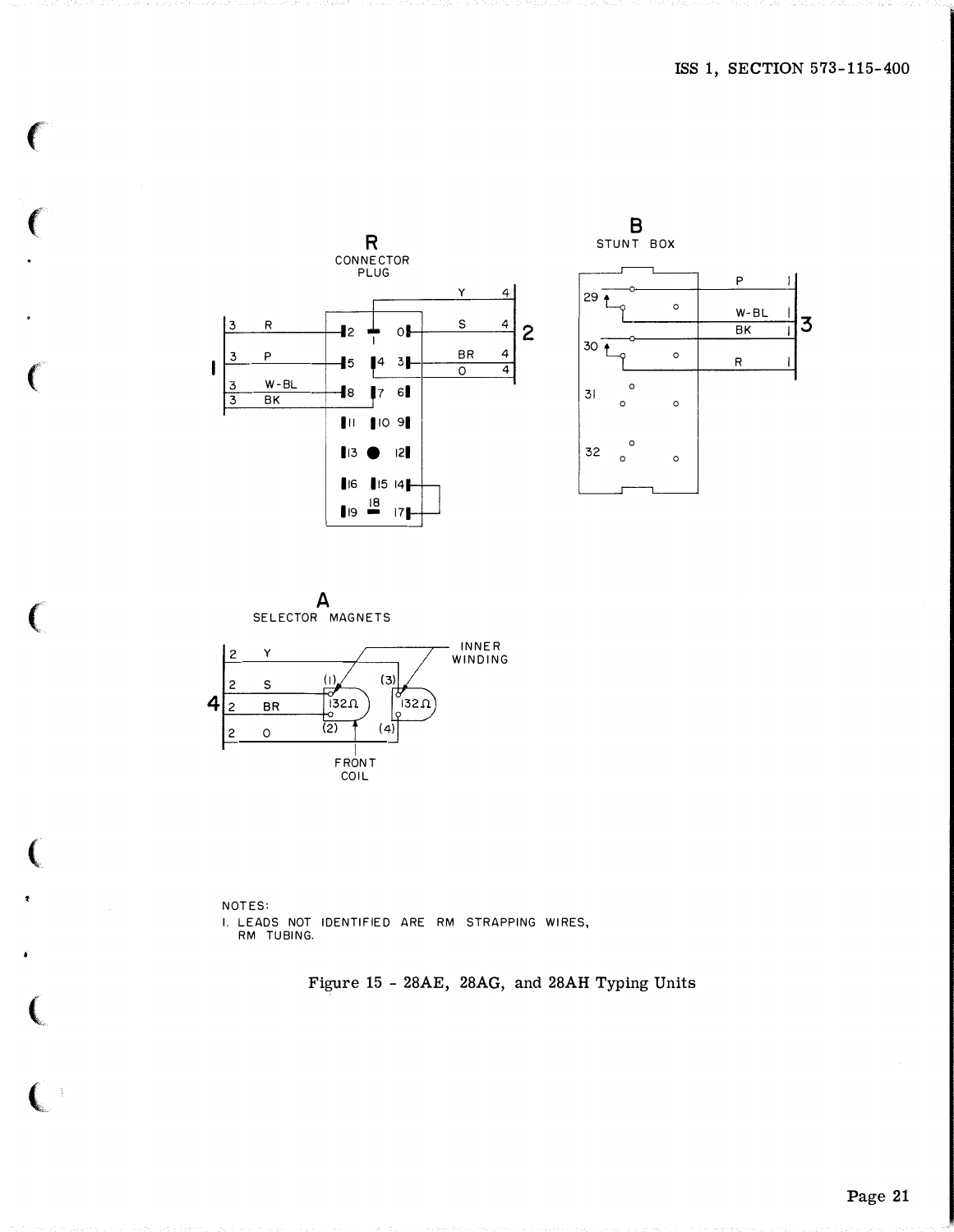R
CONNECTOR
PLUG

B
STUNT BOX

A
SELECTOR MAGNETS

INNER
WINDING

FRONT
COIL

NOTES:

1. LEADS NOT IDENTIFIED ARE RM STRAPPING WIRES, RM TUBING.

Figure 15 - 28AE, 28AG, and 28AH Typing Units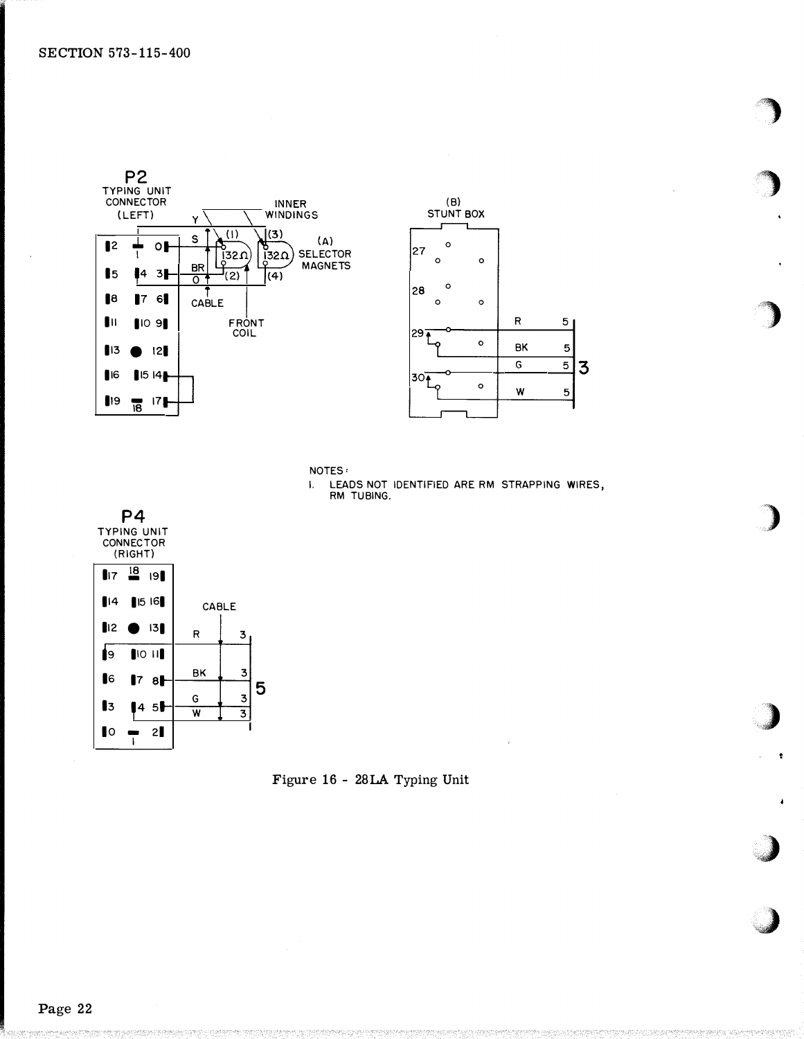P2
TYPING UNIT
CONNECTOR
(LEFT)

INNER WINDINGS

(A) SELECTOR MAGNETS

Y, S, BR, O, (1), (2), (3), (4), 132Ω, 132Ω

CABLE

FRONT COIL

(B)
STUNT BOX

27, 28, 29, 30

R 5, BK 5, G 5, W 5 — 3

P4
TYPING UNIT
CONNECTOR
(RIGHT)

CABLE

R 3, BK 3, G 3, W 3 — 5

NOTES:

1. LEADS NOT IDENTIFIED ARE RM STRAPPING WIRES, RM TUBING.

Figure 16 - 28LA Typing Unit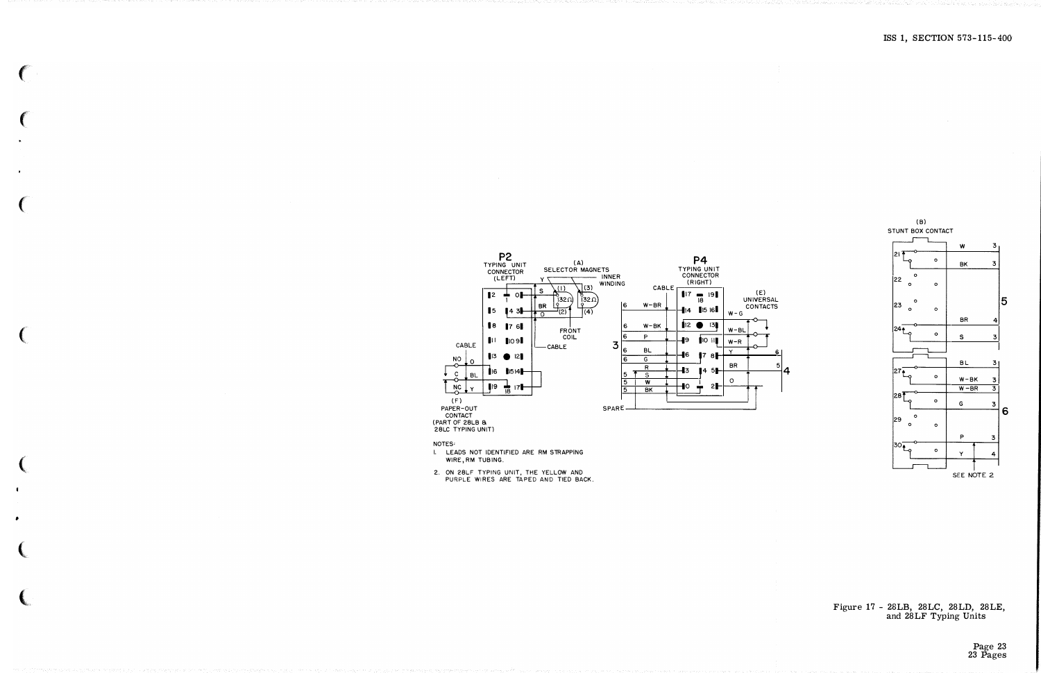P2
TYPING UNIT
CONNECTOR
(LEFT)

(A)
SELECTOR MAGNETS

INNER
WINDING

FRONT
COIL

CABLE

(F)
PAPER-OUT
CONTACT
(PART OF 28LB & 28LC TYPING UNIT)

P4
TYPING UNIT
CONNECTOR
(RIGHT)

(E)
UNIVERSAL
CONTACTS

SPARE

(B)
STUNT BOX CONTACT

SEE NOTE 2

NOTES:

1. LEADS NOT IDENTIFIED ARE RM STRAPPING WIRE, RM TUBING.
2. ON 28LF TYPING UNIT, THE YELLOW AND PURPLE WIRES ARE TAPED AND TIED BACK.

Figure 17 - 28LB, 28LC, 28LD, 28LE, and 28LF Typing Units